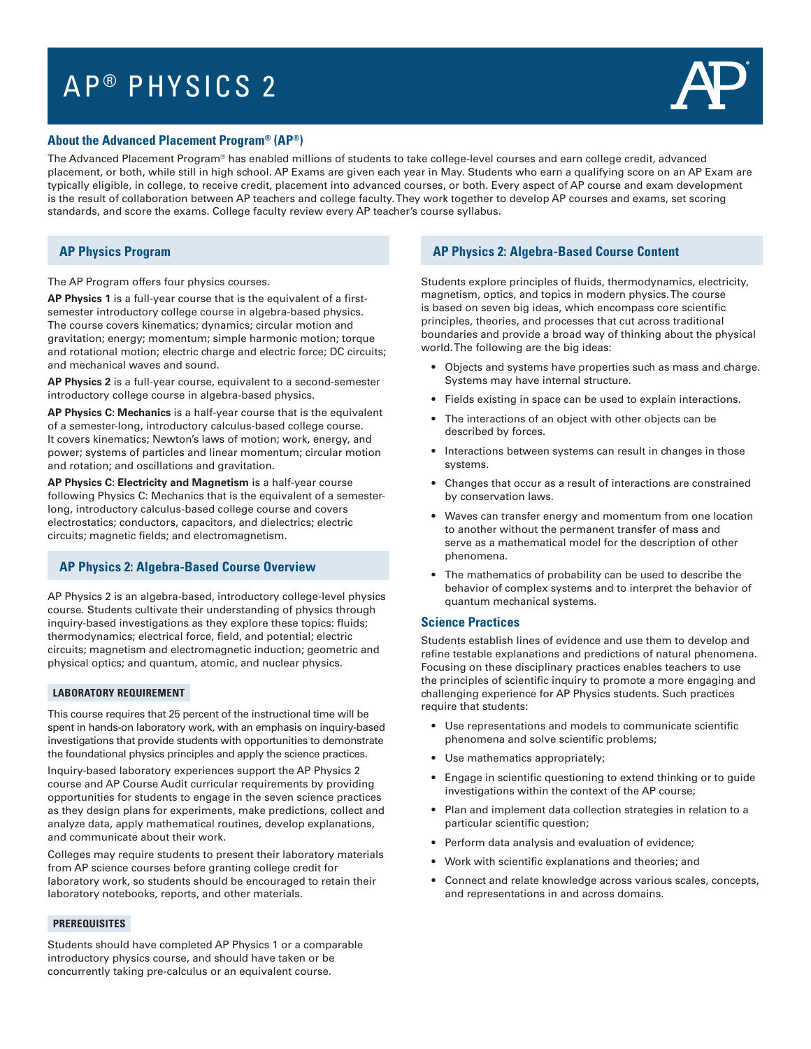# AP® PHYSICS 2

## About the Advanced Placement Program® (AP®)

The Advanced Placement Program® has enabled millions of students to take college-level courses and earn college credit, advanced placement, or both, while still in high school. AP Exams are given each year in May. Students who earn a qualifying score on an AP Exam are typically eligible, in college, to receive credit, placement into advanced courses, or both. Every aspect of AP course and exam development is the result of collaboration between AP teachers and college faculty. They work together to develop AP courses and exams, set scoring standards, and score the exams. College faculty review every AP teacher's course syllabus.

## AP Physics Program

The AP Program offers four physics courses.

**AP Physics 1** is a full-year course that is the equivalent of a first-semester introductory college course in algebra-based physics. The course covers kinematics; dynamics; circular motion and gravitation; energy; momentum; simple harmonic motion; torque and rotational motion; electric charge and electric force; DC circuits; and mechanical waves and sound.

**AP Physics 2** is a full-year course, equivalent to a second-semester introductory college course in algebra-based physics.

**AP Physics C: Mechanics** is a half-year course that is the equivalent of a semester-long, introductory calculus-based college course. It covers kinematics; Newton's laws of motion; work, energy, and power; systems of particles and linear momentum; circular motion and rotation; and oscillations and gravitation.

**AP Physics C: Electricity and Magnetism** is a half-year course following Physics C: Mechanics that is the equivalent of a semester-long, introductory calculus-based college course and covers electrostatics; conductors, capacitors, and dielectrics; electric circuits; magnetic fields; and electromagnetism.

## AP Physics 2: Algebra-Based Course Overview

AP Physics 2 is an algebra-based, introductory college-level physics course. Students cultivate their understanding of physics through inquiry-based investigations as they explore these topics: fluids; thermodynamics; electrical force, field, and potential; electric circuits; magnetism and electromagnetic induction; geometric and physical optics; and quantum, atomic, and nuclear physics.

### LABORATORY REQUIREMENT

This course requires that 25 percent of the instructional time will be spent in hands-on laboratory work, with an emphasis on inquiry-based investigations that provide students with opportunities to demonstrate the foundational physics principles and apply the science practices.

Inquiry-based laboratory experiences support the AP Physics 2 course and AP Course Audit curricular requirements by providing opportunities for students to engage in the seven science practices as they design plans for experiments, make predictions, collect and analyze data, apply mathematical routines, develop explanations, and communicate about their work.

Colleges may require students to present their laboratory materials from AP science courses before granting college credit for laboratory work, so students should be encouraged to retain their laboratory notebooks, reports, and other materials.

### PREREQUISITES

Students should have completed AP Physics 1 or a comparable introductory physics course, and should have taken or be concurrently taking pre-calculus or an equivalent course.

## AP Physics 2: Algebra-Based Course Content

Students explore principles of fluids, thermodynamics, electricity, magnetism, optics, and topics in modern physics. The course is based on seven big ideas, which encompass core scientific principles, theories, and processes that cut across traditional boundaries and provide a broad way of thinking about the physical world. The following are the big ideas:

- Objects and systems have properties such as mass and charge. Systems may have internal structure.
- Fields existing in space can be used to explain interactions.
- The interactions of an object with other objects can be described by forces.
- Interactions between systems can result in changes in those systems.
- Changes that occur as a result of interactions are constrained by conservation laws.
- Waves can transfer energy and momentum from one location to another without the permanent transfer of mass and serve as a mathematical model for the description of other phenomena.
- The mathematics of probability can be used to describe the behavior of complex systems and to interpret the behavior of quantum mechanical systems.

### Science Practices

Students establish lines of evidence and use them to develop and refine testable explanations and predictions of natural phenomena. Focusing on these disciplinary practices enables teachers to use the principles of scientific inquiry to promote a more engaging and challenging experience for AP Physics students. Such practices require that students:

- Use representations and models to communicate scientific phenomena and solve scientific problems;
- Use mathematics appropriately;
- Engage in scientific questioning to extend thinking or to guide investigations within the context of the AP course;
- Plan and implement data collection strategies in relation to a particular scientific question;
- Perform data analysis and evaluation of evidence;
- Work with scientific explanations and theories; and
- Connect and relate knowledge across various scales, concepts, and representations in and across domains.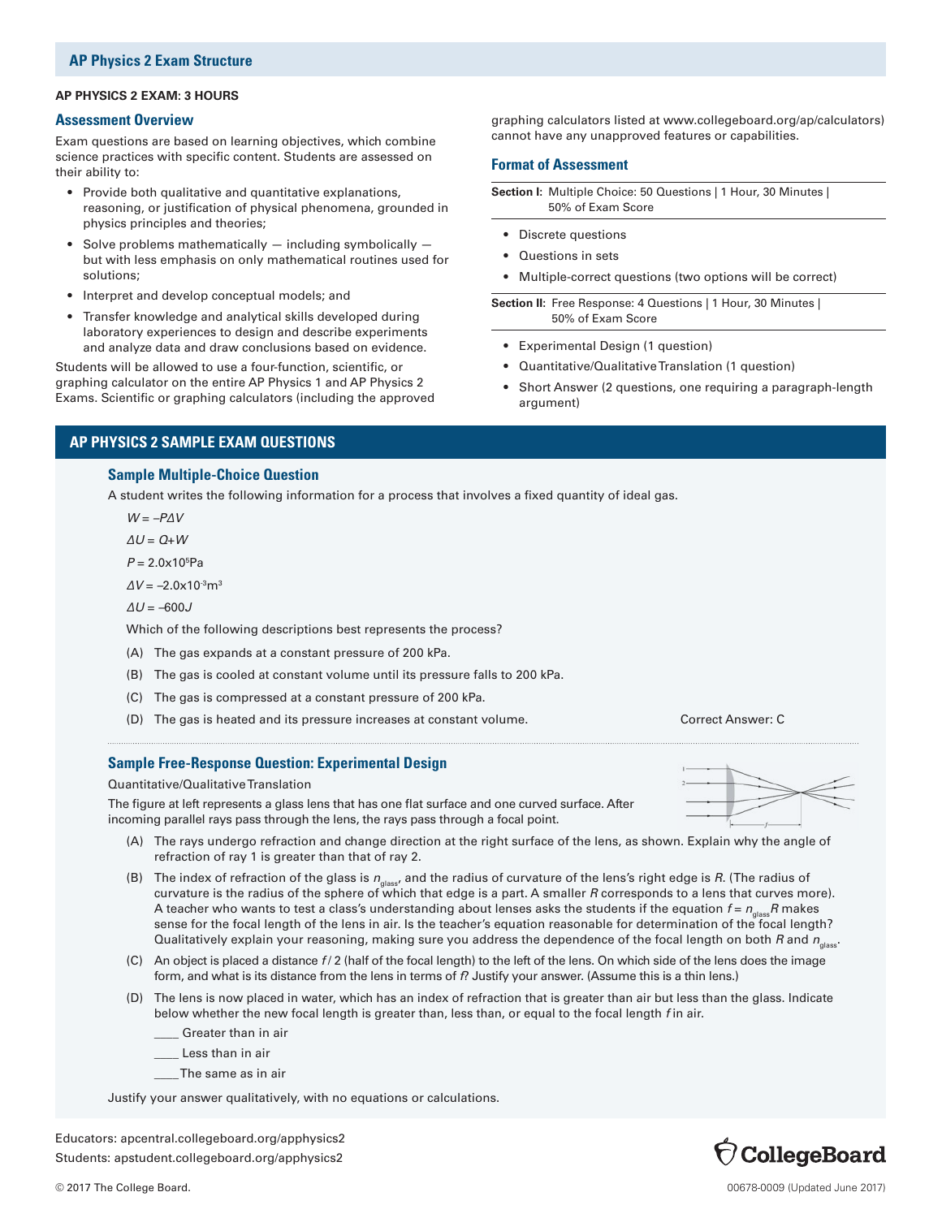## AP Physics 2 Exam Structure

**AP PHYSICS 2 EXAM: 3 HOURS**

### Assessment Overview

Exam questions are based on learning objectives, which combine science practices with specific content. Students are assessed on their ability to:

- Provide both qualitative and quantitative explanations, reasoning, or justification of physical phenomena, grounded in physics principles and theories;
- Solve problems mathematically — including symbolically — but with less emphasis on only mathematical routines used for solutions;
- Interpret and develop conceptual models; and
- Transfer knowledge and analytical skills developed during laboratory experiences to design and describe experiments and analyze data and draw conclusions based on evidence.

Students will be allowed to use a four-function, scientific, or graphing calculator on the entire AP Physics 1 and AP Physics 2 Exams. Scientific or graphing calculators (including the approved graphing calculators listed at www.collegeboard.org/ap/calculators) cannot have any unapproved features or capabilities.

### Format of Assessment

**Section I:** Multiple Choice: 50 Questions | 1 Hour, 30 Minutes | 50% of Exam Score

- Discrete questions
- Questions in sets
- Multiple-correct questions (two options will be correct)

**Section II:** Free Response: 4 Questions | 1 Hour, 30 Minutes | 50% of Exam Score

- Experimental Design (1 question)
- Quantitative/Qualitative Translation (1 question)
- Short Answer (2 questions, one requiring a paragraph-length argument)

## AP PHYSICS 2 SAMPLE EXAM QUESTIONS

### Sample Multiple-Choice Question

A student writes the following information for a process that involves a fixed quantity of ideal gas.

$W = -P\Delta V$

$\Delta U = Q+W$

$P = 2.0\text{x}10^5\text{Pa}$

$\Delta V = -2.0\text{x}10^{-3}\text{m}^3$

$\Delta U = -600J$

Which of the following descriptions best represents the process?

(A) The gas expands at a constant pressure of 200 kPa.

(B) The gas is cooled at constant volume until its pressure falls to 200 kPa.

(C) The gas is compressed at a constant pressure of 200 kPa.

(D) The gas is heated and its pressure increases at constant volume.

Correct Answer: C

### Sample Free-Response Question: Experimental Design

Quantitative/Qualitative Translation

The figure at left represents a glass lens that has one flat surface and one curved surface. After incoming parallel rays pass through the lens, the rays pass through a focal point.

1

2

*f*

(A) The rays undergo refraction and change direction at the right surface of the lens, as shown. Explain why the angle of refraction of ray 1 is greater than that of ray 2.

(B) The index of refraction of the glass is $n_{glass}$, and the radius of curvature of the lens's right edge is $R$. (The radius of curvature is the radius of the sphere of which that edge is a part. A smaller $R$ corresponds to a lens that curves more). A teacher who wants to test a class's understanding about lenses asks the students if the equation $f = n_{glass}R$ makes sense for the focal length of the lens in air. Is the teacher's equation reasonable for determination of the focal length? Qualitatively explain your reasoning, making sure you address the dependence of the focal length on both $R$ and $n_{glass}$.

(C) An object is placed a distance $f/2$ (half of the focal length) to the left of the lens. On which side of the lens does the image form, and what is its distance from the lens in terms of $f$? Justify your answer. (Assume this is a thin lens.)

(D) The lens is now placed in water, which has an index of refraction that is greater than air but less than the glass. Indicate below whether the new focal length is greater than, less than, or equal to the focal length $f$ in air.

____ Greater than in air

____ Less than in air

____The same as in air

Justify your answer qualitatively, with no equations or calculations.

Educators: apcentral.collegeboard.org/apphysics2
Students: apstudent.collegeboard.org/apphysics2

© 2017 The College Board.

00678-0009 (Updated June 2017)